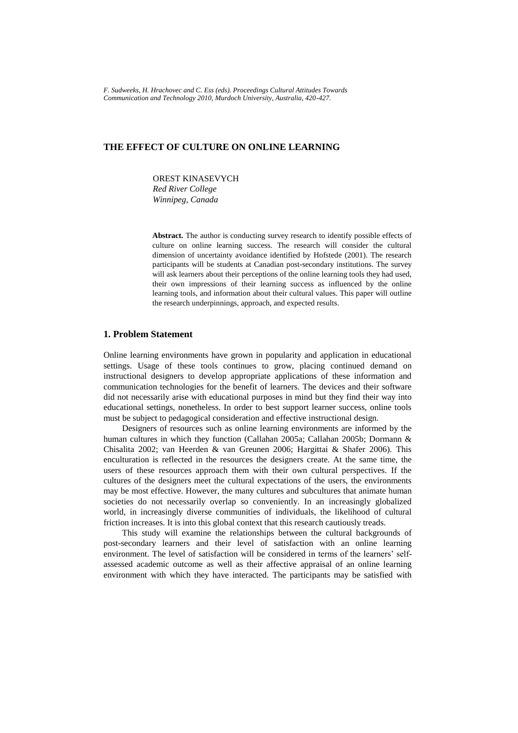*F. Sudweeks, H. Hrachovec and C. Ess (eds). Proceedings Cultural Attitudes Towards Communication and Technology 2010, Murdoch University, Australia, 420-427.*

# THE EFFECT OF CULTURE ON ONLINE LEARNING

OREST KINASEVYCH
*Red River College*
*Winnipeg, Canada*

**Abstract.** The author is conducting survey research to identify possible effects of culture on online learning success. The research will consider the cultural dimension of uncertainty avoidance identified by Hofstede (2001). The research participants will be students at Canadian post-secondary institutions. The survey will ask learners about their perceptions of the online learning tools they had used, their own impressions of their learning success as influenced by the online learning tools, and information about their cultural values. This paper will outline the research underpinnings, approach, and expected results.

## 1. Problem Statement

Online learning environments have grown in popularity and application in educational settings. Usage of these tools continues to grow, placing continued demand on instructional designers to develop appropriate applications of these information and communication technologies for the benefit of learners. The devices and their software did not necessarily arise with educational purposes in mind but they find their way into educational settings, nonetheless. In order to best support learner success, online tools must be subject to pedagogical consideration and effective instructional design.

Designers of resources such as online learning environments are informed by the human cultures in which they function (Callahan 2005a; Callahan 2005b; Dormann & Chisalita 2002; van Heerden & van Greunen 2006; Hargittai & Shafer 2006). This enculturation is reflected in the resources the designers create. At the same time, the users of these resources approach them with their own cultural perspectives. If the cultures of the designers meet the cultural expectations of the users, the environments may be most effective. However, the many cultures and subcultures that animate human societies do not necessarily overlap so conveniently. In an increasingly globalized world, in increasingly diverse communities of individuals, the likelihood of cultural friction increases. It is into this global context that this research cautiously treads.

This study will examine the relationships between the cultural backgrounds of post-secondary learners and their level of satisfaction with an online learning environment. The level of satisfaction will be considered in terms of the learners' self-assessed academic outcome as well as their affective appraisal of an online learning environment with which they have interacted. The participants may be satisfied with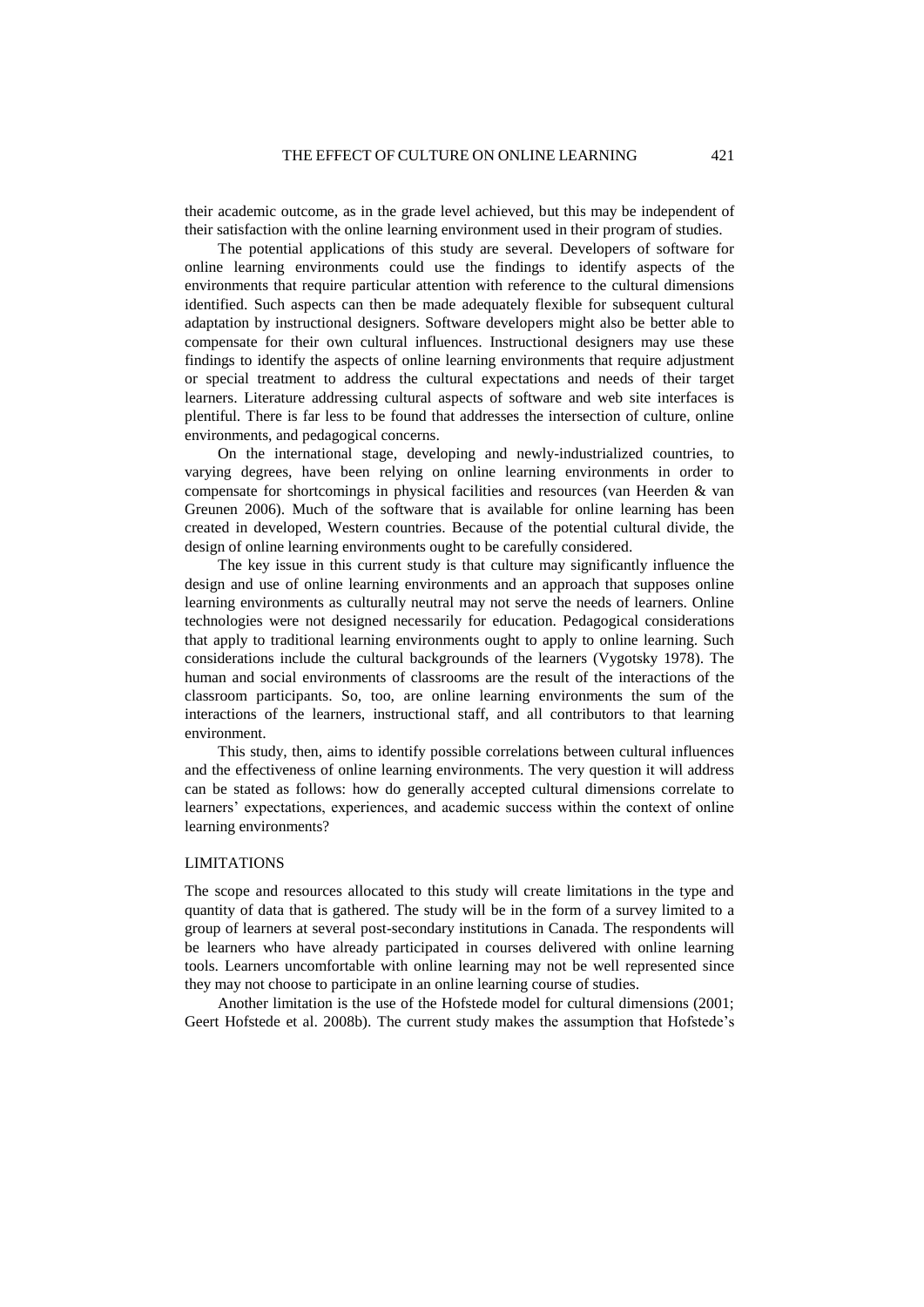their academic outcome, as in the grade level achieved, but this may be independent of their satisfaction with the online learning environment used in their program of studies.

The potential applications of this study are several. Developers of software for online learning environments could use the findings to identify aspects of the environments that require particular attention with reference to the cultural dimensions identified. Such aspects can then be made adequately flexible for subsequent cultural adaptation by instructional designers. Software developers might also be better able to compensate for their own cultural influences. Instructional designers may use these findings to identify the aspects of online learning environments that require adjustment or special treatment to address the cultural expectations and needs of their target learners. Literature addressing cultural aspects of software and web site interfaces is plentiful. There is far less to be found that addresses the intersection of culture, online environments, and pedagogical concerns.

On the international stage, developing and newly-industrialized countries, to varying degrees, have been relying on online learning environments in order to compensate for shortcomings in physical facilities and resources (van Heerden & van Greunen 2006). Much of the software that is available for online learning has been created in developed, Western countries. Because of the potential cultural divide, the design of online learning environments ought to be carefully considered.

The key issue in this current study is that culture may significantly influence the design and use of online learning environments and an approach that supposes online learning environments as culturally neutral may not serve the needs of learners. Online technologies were not designed necessarily for education. Pedagogical considerations that apply to traditional learning environments ought to apply to online learning. Such considerations include the cultural backgrounds of the learners (Vygotsky 1978). The human and social environments of classrooms are the result of the interactions of the classroom participants. So, too, are online learning environments the sum of the interactions of the learners, instructional staff, and all contributors to that learning environment.

This study, then, aims to identify possible correlations between cultural influences and the effectiveness of online learning environments. The very question it will address can be stated as follows: how do generally accepted cultural dimensions correlate to learners' expectations, experiences, and academic success within the context of online learning environments?

## LIMITATIONS

The scope and resources allocated to this study will create limitations in the type and quantity of data that is gathered. The study will be in the form of a survey limited to a group of learners at several post-secondary institutions in Canada. The respondents will be learners who have already participated in courses delivered with online learning tools. Learners uncomfortable with online learning may not be well represented since they may not choose to participate in an online learning course of studies.

Another limitation is the use of the Hofstede model for cultural dimensions (2001; Geert Hofstede et al. 2008b). The current study makes the assumption that Hofstede's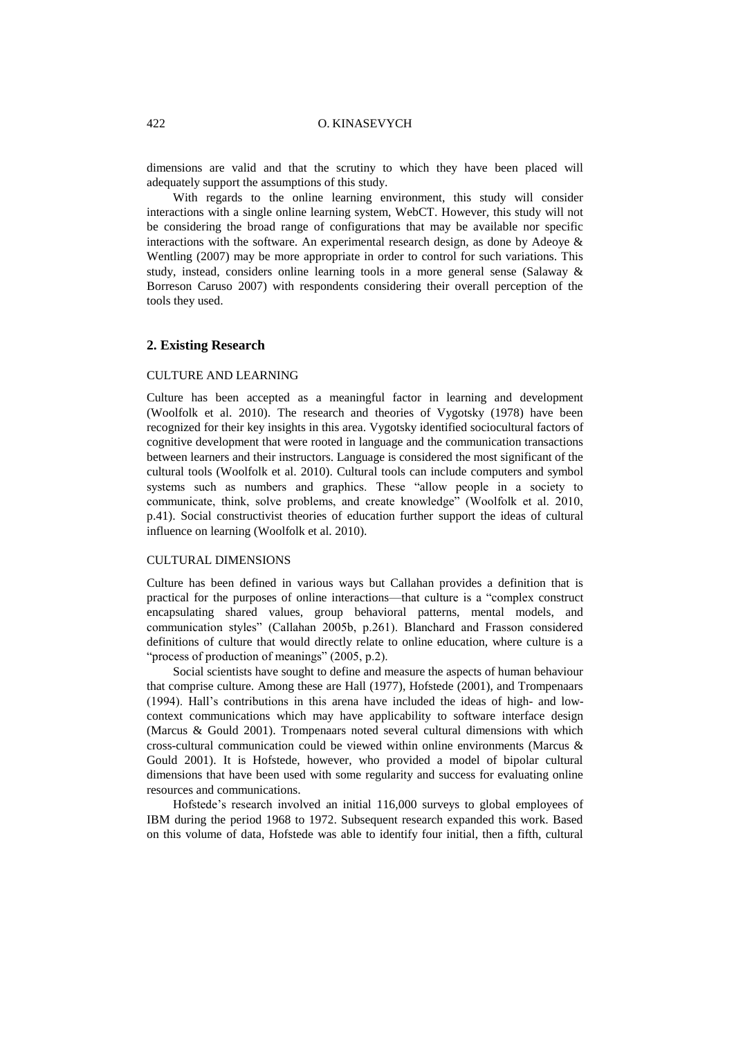dimensions are valid and that the scrutiny to which they have been placed will adequately support the assumptions of this study.

With regards to the online learning environment, this study will consider interactions with a single online learning system, WebCT. However, this study will not be considering the broad range of configurations that may be available nor specific interactions with the software. An experimental research design, as done by Adeoye & Wentling (2007) may be more appropriate in order to control for such variations. This study, instead, considers online learning tools in a more general sense (Salaway & Borreson Caruso 2007) with respondents considering their overall perception of the tools they used.

## 2. Existing Research

### CULTURE AND LEARNING

Culture has been accepted as a meaningful factor in learning and development (Woolfolk et al. 2010). The research and theories of Vygotsky (1978) have been recognized for their key insights in this area. Vygotsky identified sociocultural factors of cognitive development that were rooted in language and the communication transactions between learners and their instructors. Language is considered the most significant of the cultural tools (Woolfolk et al. 2010). Cultural tools can include computers and symbol systems such as numbers and graphics. These "allow people in a society to communicate, think, solve problems, and create knowledge" (Woolfolk et al. 2010, p.41). Social constructivist theories of education further support the ideas of cultural influence on learning (Woolfolk et al. 2010).

### CULTURAL DIMENSIONS

Culture has been defined in various ways but Callahan provides a definition that is practical for the purposes of online interactions—that culture is a "complex construct encapsulating shared values, group behavioral patterns, mental models, and communication styles" (Callahan 2005b, p.261). Blanchard and Frasson considered definitions of culture that would directly relate to online education, where culture is a "process of production of meanings" (2005, p.2).

Social scientists have sought to define and measure the aspects of human behaviour that comprise culture. Among these are Hall (1977), Hofstede (2001), and Trompenaars (1994). Hall's contributions in this arena have included the ideas of high- and low-context communications which may have applicability to software interface design (Marcus & Gould 2001). Trompenaars noted several cultural dimensions with which cross-cultural communication could be viewed within online environments (Marcus & Gould 2001). It is Hofstede, however, who provided a model of bipolar cultural dimensions that have been used with some regularity and success for evaluating online resources and communications.

Hofstede's research involved an initial 116,000 surveys to global employees of IBM during the period 1968 to 1972. Subsequent research expanded this work. Based on this volume of data, Hofstede was able to identify four initial, then a fifth, cultural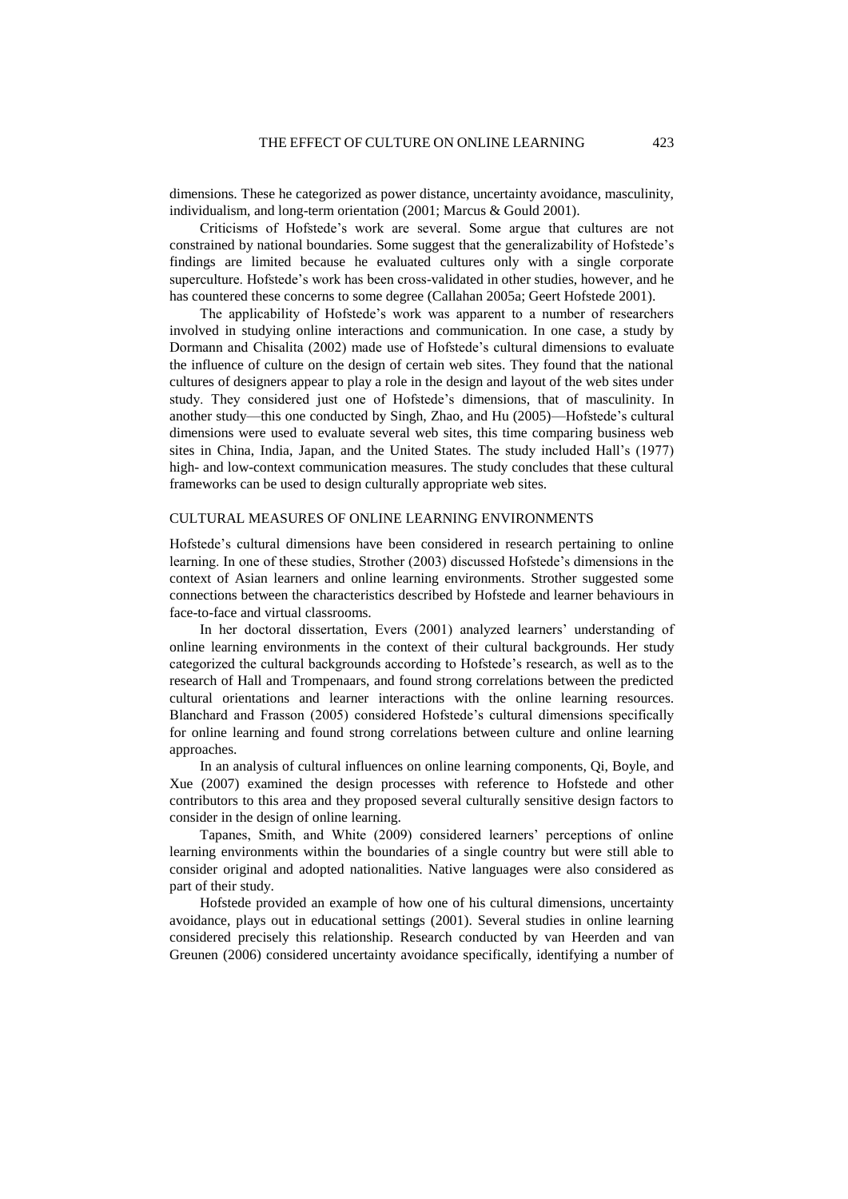dimensions. These he categorized as power distance, uncertainty avoidance, masculinity, individualism, and long-term orientation (2001; Marcus & Gould 2001).

Criticisms of Hofstede's work are several. Some argue that cultures are not constrained by national boundaries. Some suggest that the generalizability of Hofstede's findings are limited because he evaluated cultures only with a single corporate superculture. Hofstede's work has been cross-validated in other studies, however, and he has countered these concerns to some degree (Callahan 2005a; Geert Hofstede 2001).

The applicability of Hofstede's work was apparent to a number of researchers involved in studying online interactions and communication. In one case, a study by Dormann and Chisalita (2002) made use of Hofstede's cultural dimensions to evaluate the influence of culture on the design of certain web sites. They found that the national cultures of designers appear to play a role in the design and layout of the web sites under study. They considered just one of Hofstede's dimensions, that of masculinity. In another study—this one conducted by Singh, Zhao, and Hu (2005)—Hofstede's cultural dimensions were used to evaluate several web sites, this time comparing business web sites in China, India, Japan, and the United States. The study included Hall's (1977) high- and low-context communication measures. The study concludes that these cultural frameworks can be used to design culturally appropriate web sites.

## CULTURAL MEASURES OF ONLINE LEARNING ENVIRONMENTS

Hofstede's cultural dimensions have been considered in research pertaining to online learning. In one of these studies, Strother (2003) discussed Hofstede's dimensions in the context of Asian learners and online learning environments. Strother suggested some connections between the characteristics described by Hofstede and learner behaviours in face-to-face and virtual classrooms.

In her doctoral dissertation, Evers (2001) analyzed learners' understanding of online learning environments in the context of their cultural backgrounds. Her study categorized the cultural backgrounds according to Hofstede's research, as well as to the research of Hall and Trompenaars, and found strong correlations between the predicted cultural orientations and learner interactions with the online learning resources. Blanchard and Frasson (2005) considered Hofstede's cultural dimensions specifically for online learning and found strong correlations between culture and online learning approaches.

In an analysis of cultural influences on online learning components, Qi, Boyle, and Xue (2007) examined the design processes with reference to Hofstede and other contributors to this area and they proposed several culturally sensitive design factors to consider in the design of online learning.

Tapanes, Smith, and White (2009) considered learners' perceptions of online learning environments within the boundaries of a single country but were still able to consider original and adopted nationalities. Native languages were also considered as part of their study.

Hofstede provided an example of how one of his cultural dimensions, uncertainty avoidance, plays out in educational settings (2001). Several studies in online learning considered precisely this relationship. Research conducted by van Heerden and van Greunen (2006) considered uncertainty avoidance specifically, identifying a number of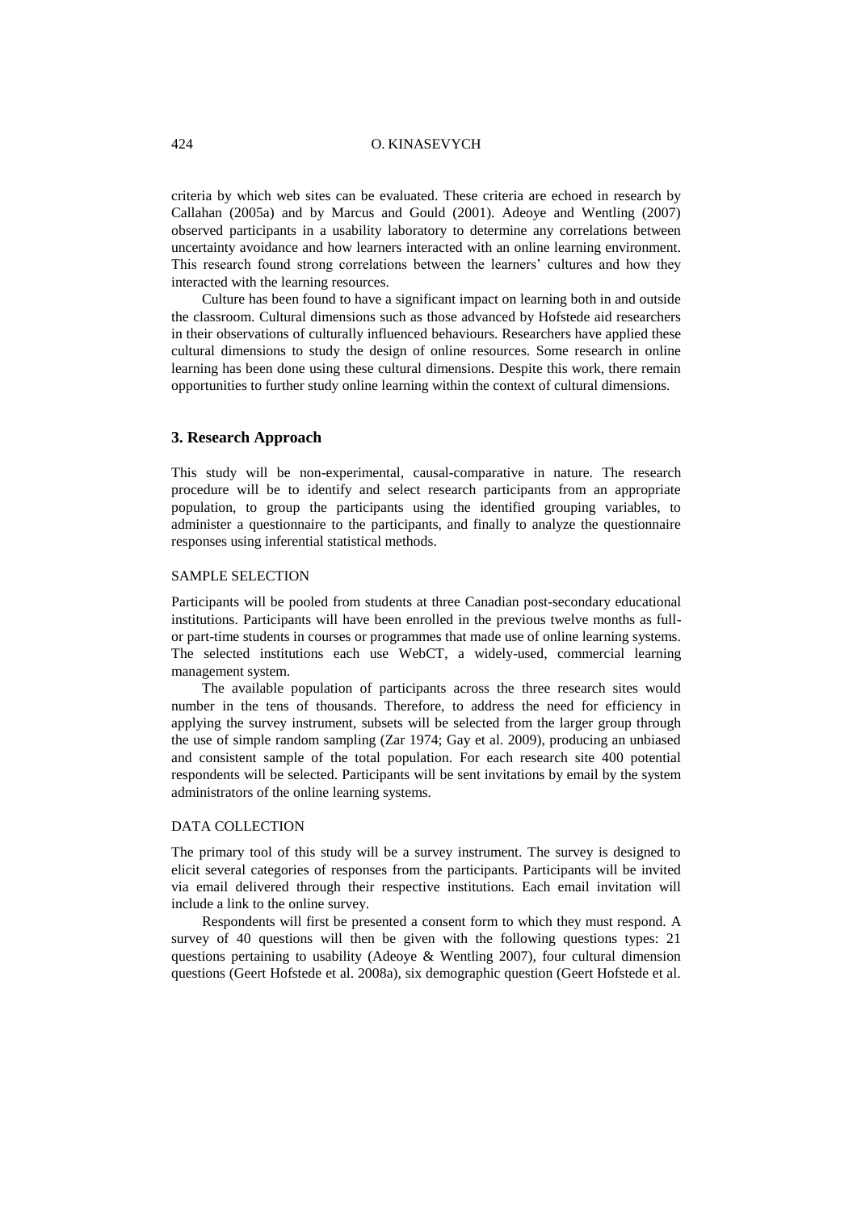criteria by which web sites can be evaluated. These criteria are echoed in research by Callahan (2005a) and by Marcus and Gould (2001). Adeoye and Wentling (2007) observed participants in a usability laboratory to determine any correlations between uncertainty avoidance and how learners interacted with an online learning environment. This research found strong correlations between the learners' cultures and how they interacted with the learning resources.

Culture has been found to have a significant impact on learning both in and outside the classroom. Cultural dimensions such as those advanced by Hofstede aid researchers in their observations of culturally influenced behaviours. Researchers have applied these cultural dimensions to study the design of online resources. Some research in online learning has been done using these cultural dimensions. Despite this work, there remain opportunities to further study online learning within the context of cultural dimensions.

## 3. Research Approach

This study will be non-experimental, causal-comparative in nature. The research procedure will be to identify and select research participants from an appropriate population, to group the participants using the identified grouping variables, to administer a questionnaire to the participants, and finally to analyze the questionnaire responses using inferential statistical methods.

### SAMPLE SELECTION

Participants will be pooled from students at three Canadian post-secondary educational institutions. Participants will have been enrolled in the previous twelve months as full- or part-time students in courses or programmes that made use of online learning systems. The selected institutions each use WebCT, a widely-used, commercial learning management system.

The available population of participants across the three research sites would number in the tens of thousands. Therefore, to address the need for efficiency in applying the survey instrument, subsets will be selected from the larger group through the use of simple random sampling (Zar 1974; Gay et al. 2009), producing an unbiased and consistent sample of the total population. For each research site 400 potential respondents will be selected. Participants will be sent invitations by email by the system administrators of the online learning systems.

### DATA COLLECTION

The primary tool of this study will be a survey instrument. The survey is designed to elicit several categories of responses from the participants. Participants will be invited via email delivered through their respective institutions. Each email invitation will include a link to the online survey.

Respondents will first be presented a consent form to which they must respond. A survey of 40 questions will then be given with the following questions types: 21 questions pertaining to usability (Adeoye & Wentling 2007), four cultural dimension questions (Geert Hofstede et al. 2008a), six demographic question (Geert Hofstede et al.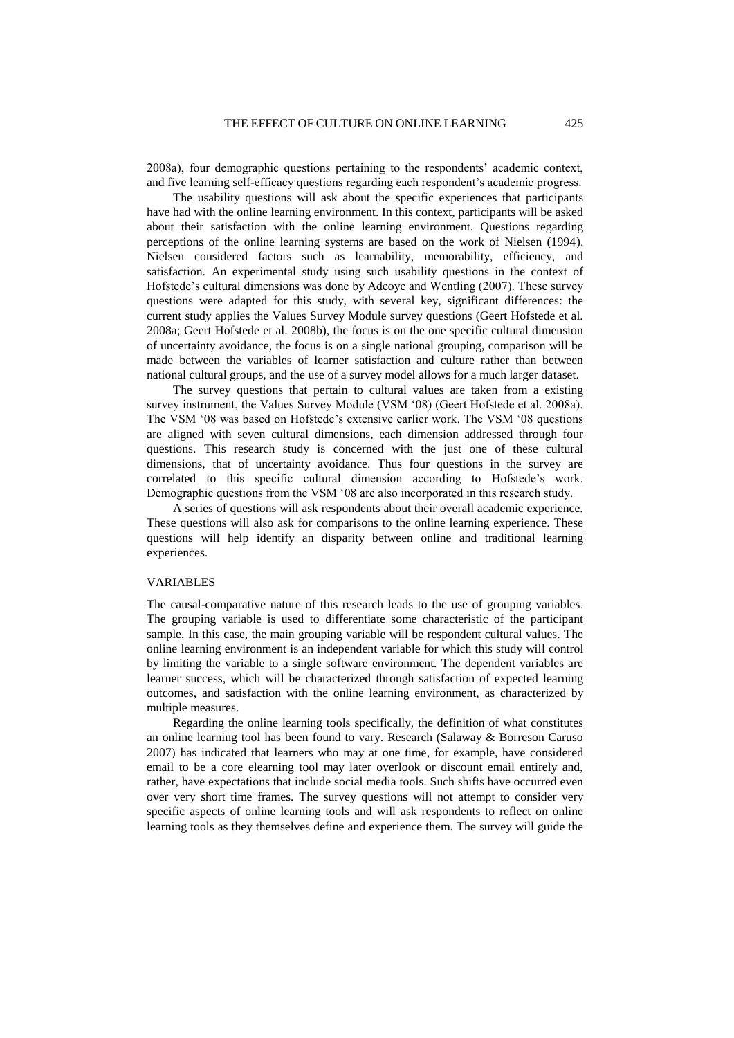2008a), four demographic questions pertaining to the respondents' academic context, and five learning self-efficacy questions regarding each respondent's academic progress.

The usability questions will ask about the specific experiences that participants have had with the online learning environment. In this context, participants will be asked about their satisfaction with the online learning environment. Questions regarding perceptions of the online learning systems are based on the work of Nielsen (1994). Nielsen considered factors such as learnability, memorability, efficiency, and satisfaction. An experimental study using such usability questions in the context of Hofstede's cultural dimensions was done by Adeoye and Wentling (2007). These survey questions were adapted for this study, with several key, significant differences: the current study applies the Values Survey Module survey questions (Geert Hofstede et al. 2008a; Geert Hofstede et al. 2008b), the focus is on the one specific cultural dimension of uncertainty avoidance, the focus is on a single national grouping, comparison will be made between the variables of learner satisfaction and culture rather than between national cultural groups, and the use of a survey model allows for a much larger dataset.

The survey questions that pertain to cultural values are taken from a existing survey instrument, the Values Survey Module (VSM '08) (Geert Hofstede et al. 2008a). The VSM '08 was based on Hofstede's extensive earlier work. The VSM '08 questions are aligned with seven cultural dimensions, each dimension addressed through four questions. This research study is concerned with the just one of these cultural dimensions, that of uncertainty avoidance. Thus four questions in the survey are correlated to this specific cultural dimension according to Hofstede's work. Demographic questions from the VSM '08 are also incorporated in this research study.

A series of questions will ask respondents about their overall academic experience. These questions will also ask for comparisons to the online learning experience. These questions will help identify an disparity between online and traditional learning experiences.

## VARIABLES

The causal-comparative nature of this research leads to the use of grouping variables. The grouping variable is used to differentiate some characteristic of the participant sample. In this case, the main grouping variable will be respondent cultural values. The online learning environment is an independent variable for which this study will control by limiting the variable to a single software environment. The dependent variables are learner success, which will be characterized through satisfaction of expected learning outcomes, and satisfaction with the online learning environment, as characterized by multiple measures.

Regarding the online learning tools specifically, the definition of what constitutes an online learning tool has been found to vary. Research (Salaway & Borreson Caruso 2007) has indicated that learners who may at one time, for example, have considered email to be a core elearning tool may later overlook or discount email entirely and, rather, have expectations that include social media tools. Such shifts have occurred even over very short time frames. The survey questions will not attempt to consider very specific aspects of online learning tools and will ask respondents to reflect on online learning tools as they themselves define and experience them. The survey will guide the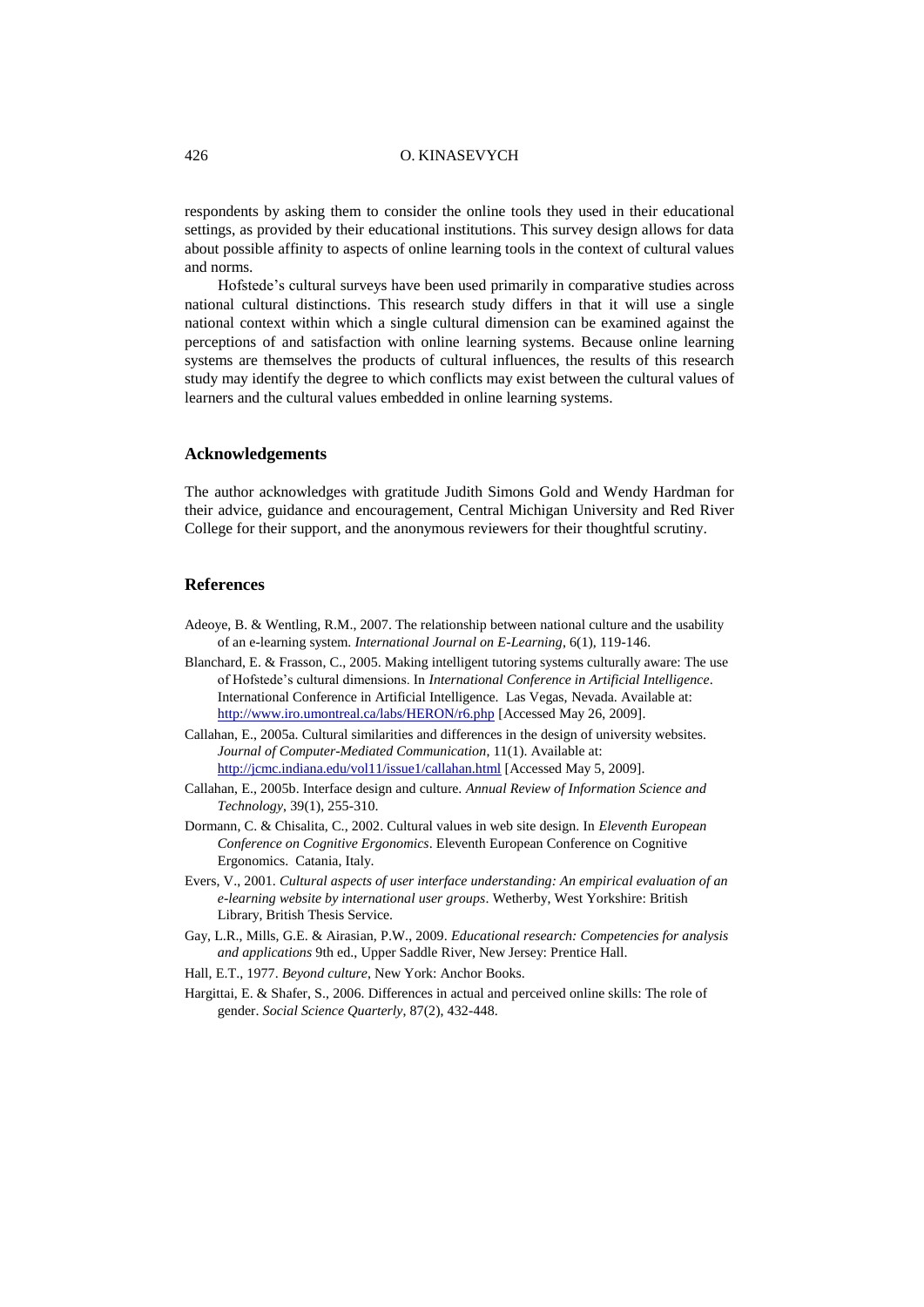respondents by asking them to consider the online tools they used in their educational settings, as provided by their educational institutions. This survey design allows for data about possible affinity to aspects of online learning tools in the context of cultural values and norms.

Hofstede's cultural surveys have been used primarily in comparative studies across national cultural distinctions. This research study differs in that it will use a single national context within which a single cultural dimension can be examined against the perceptions of and satisfaction with online learning systems. Because online learning systems are themselves the products of cultural influences, the results of this research study may identify the degree to which conflicts may exist between the cultural values of learners and the cultural values embedded in online learning systems.

## Acknowledgements

The author acknowledges with gratitude Judith Simons Gold and Wendy Hardman for their advice, guidance and encouragement, Central Michigan University and Red River College for their support, and the anonymous reviewers for their thoughtful scrutiny.

## References

Adeoye, B. & Wentling, R.M., 2007. The relationship between national culture and the usability of an e-learning system. *International Journal on E-Learning*, 6(1), 119-146.

Blanchard, E. & Frasson, C., 2005. Making intelligent tutoring systems culturally aware: The use of Hofstede's cultural dimensions. In *International Conference in Artificial Intelligence*. International Conference in Artificial Intelligence. Las Vegas, Nevada. Available at: http://www.iro.umontreal.ca/labs/HERON/r6.php [Accessed May 26, 2009].

Callahan, E., 2005a. Cultural similarities and differences in the design of university websites. *Journal of Computer-Mediated Communication*, 11(1). Available at: http://jcmc.indiana.edu/vol11/issue1/callahan.html [Accessed May 5, 2009].

Callahan, E., 2005b. Interface design and culture. *Annual Review of Information Science and Technology*, 39(1), 255-310.

Dormann, C. & Chisalita, C., 2002. Cultural values in web site design. In *Eleventh European Conference on Cognitive Ergonomics*. Eleventh European Conference on Cognitive Ergonomics. Catania, Italy.

Evers, V., 2001. *Cultural aspects of user interface understanding: An empirical evaluation of an e-learning website by international user groups*. Wetherby, West Yorkshire: British Library, British Thesis Service.

Gay, L.R., Mills, G.E. & Airasian, P.W., 2009. *Educational research: Competencies for analysis and applications* 9th ed., Upper Saddle River, New Jersey: Prentice Hall.

Hall, E.T., 1977. *Beyond culture*, New York: Anchor Books.

Hargittai, E. & Shafer, S., 2006. Differences in actual and perceived online skills: The role of gender. *Social Science Quarterly*, 87(2), 432-448.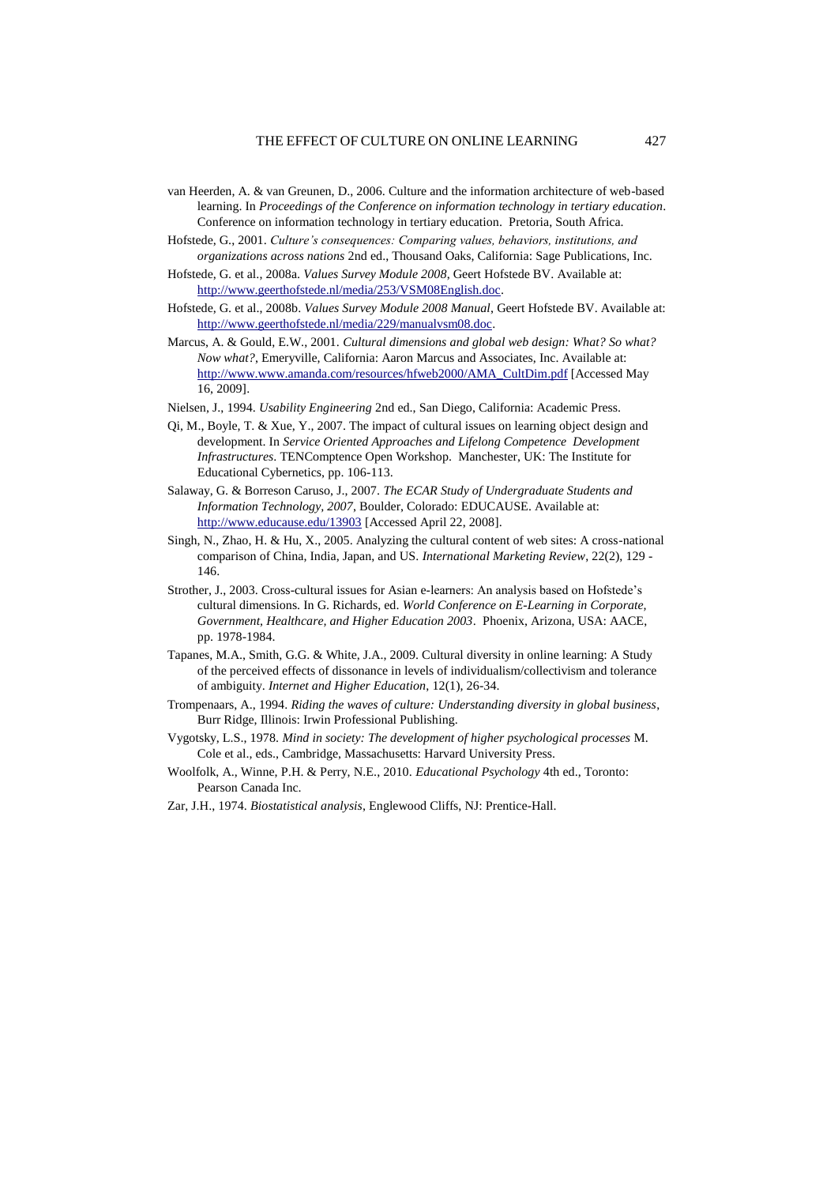van Heerden, A. & van Greunen, D., 2006. Culture and the information architecture of web-based learning. In *Proceedings of the Conference on information technology in tertiary education*. Conference on information technology in tertiary education. Pretoria, South Africa.

Hofstede, G., 2001. *Culture's consequences: Comparing values, behaviors, institutions, and organizations across nations* 2nd ed., Thousand Oaks, California: Sage Publications, Inc.

Hofstede, G. et al., 2008a. *Values Survey Module 2008*, Geert Hofstede BV. Available at: http://www.geerthofstede.nl/media/253/VSM08English.doc.

Hofstede, G. et al., 2008b. *Values Survey Module 2008 Manual*, Geert Hofstede BV. Available at: http://www.geerthofstede.nl/media/229/manualvsm08.doc.

Marcus, A. & Gould, E.W., 2001. *Cultural dimensions and global web design: What? So what? Now what?*, Emeryville, California: Aaron Marcus and Associates, Inc. Available at: http://www.www.amanda.com/resources/hfweb2000/AMA_CultDim.pdf [Accessed May 16, 2009].

Nielsen, J., 1994. *Usability Engineering* 2nd ed., San Diego, California: Academic Press.

Qi, M., Boyle, T. & Xue, Y., 2007. The impact of cultural issues on learning object design and development. In *Service Oriented Approaches and Lifelong Competence Development Infrastructures*. TENComptence Open Workshop. Manchester, UK: The Institute for Educational Cybernetics, pp. 106-113.

Salaway, G. & Borreson Caruso, J., 2007. *The ECAR Study of Undergraduate Students and Information Technology, 2007*, Boulder, Colorado: EDUCAUSE. Available at: http://www.educause.edu/13903 [Accessed April 22, 2008].

Singh, N., Zhao, H. & Hu, X., 2005. Analyzing the cultural content of web sites: A cross-national comparison of China, India, Japan, and US. *International Marketing Review*, 22(2), 129 - 146.

Strother, J., 2003. Cross-cultural issues for Asian e-learners: An analysis based on Hofstede's cultural dimensions. In G. Richards, ed. *World Conference on E-Learning in Corporate, Government, Healthcare, and Higher Education 2003*. Phoenix, Arizona, USA: AACE, pp. 1978-1984.

Tapanes, M.A., Smith, G.G. & White, J.A., 2009. Cultural diversity in online learning: A Study of the perceived effects of dissonance in levels of individualism/collectivism and tolerance of ambiguity. *Internet and Higher Education*, 12(1), 26-34.

Trompenaars, A., 1994. *Riding the waves of culture: Understanding diversity in global business*, Burr Ridge, Illinois: Irwin Professional Publishing.

Vygotsky, L.S., 1978. *Mind in society: The development of higher psychological processes* M. Cole et al., eds., Cambridge, Massachusetts: Harvard University Press.

Woolfolk, A., Winne, P.H. & Perry, N.E., 2010. *Educational Psychology* 4th ed., Toronto: Pearson Canada Inc.

Zar, J.H., 1974. *Biostatistical analysis*, Englewood Cliffs, NJ: Prentice-Hall.